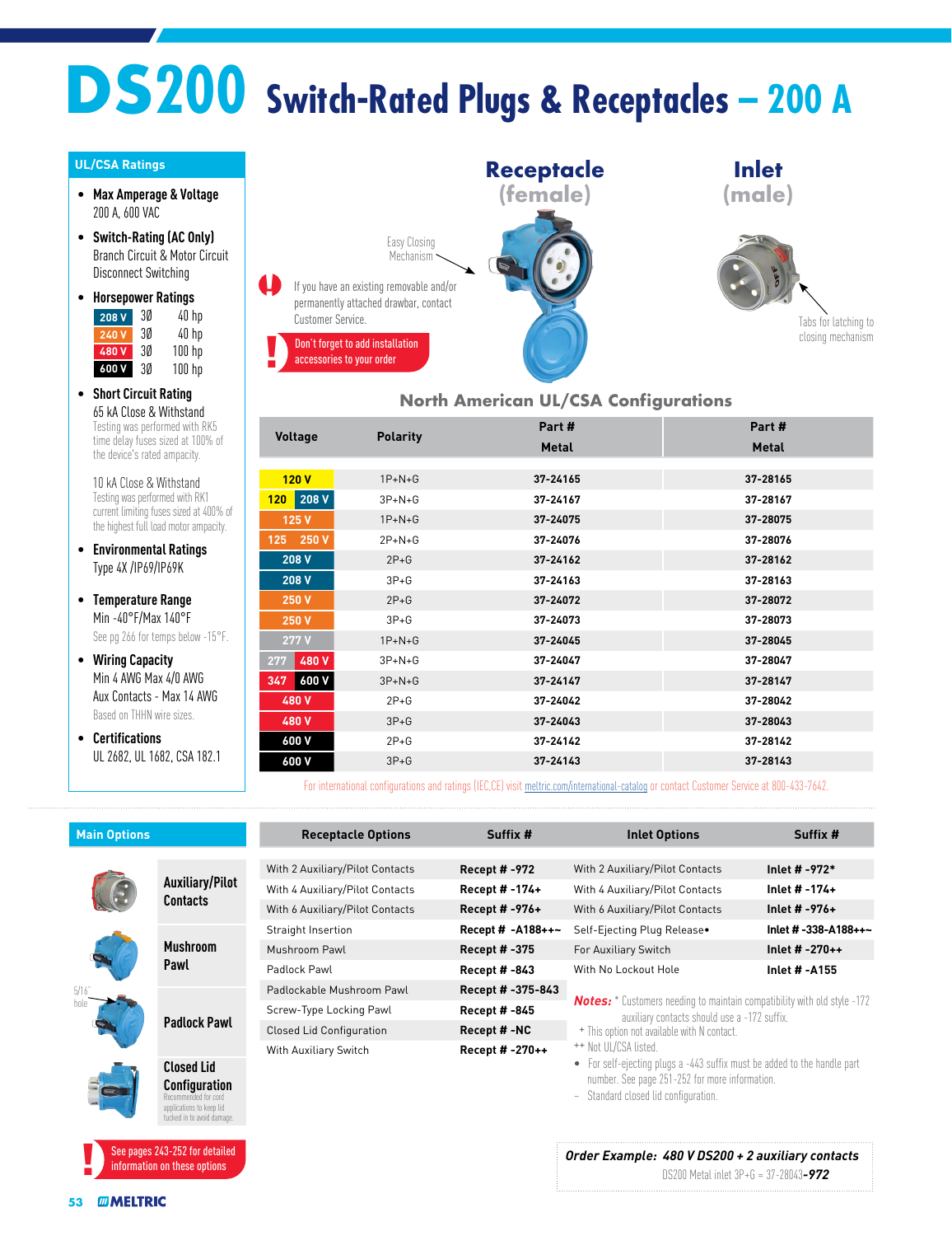# DS200 Switch-Rated Plugs & Receptacles – 200 A

## UL/CSA Ratings

- **Max Amperage & Voltage**
  200 A, 600 VAC
- **Switch-Rating (AC Only)**
  Branch Circuit & Motor Circuit Disconnect Switching
- **Horsepower Ratings**

| Voltage | Phase | HP |
|---|---|---|
| 208 V | 3Ø | 40 hp |
| 240 V | 3Ø | 40 hp |
| 480 V | 3Ø | 100 hp |
| 600 V | 3Ø | 100 hp |

- **Short Circuit Rating**
  65 kA Close & Withstand
  Testing was performed with RK5 time delay fuses sized at 100% of the device's rated ampacity.

  10 kA Close & Withstand
  Testing was performed with RK1 current limiting fuses sized at 400% of the highest full load motor ampacity.
- **Environmental Ratings**
  Type 4X /IP69/IP69K
- **Temperature Range**
  Min -40°F/Max 140°F
  See pg 266 for temps below -15°F.
- **Wiring Capacity**
  Min 4 AWG Max 4/0 AWG
  Aux Contacts - Max 14 AWG
  Based on THHN wire sizes.
- **Certifications**
  UL 2682, UL 1682, CSA 182.1

**Receptacle (female)**

Easy Closing Mechanism

**Inlet (male)**

Tabs for latching to closing mechanism

If you have an existing removable and/or permanently attached drawbar, contact Customer Service.

Don't forget to add installation accessories to your order

## North American UL/CSA Configurations

| Voltage | Polarity | Part # Metal | Part # Metal |
|---|---|---|---|
| 120 V | 1P+N+G | 37-24165 | 37-28165 |
| 120 / 208 V | 3P+N+G | 37-24167 | 37-28167 |
| 125 V | 1P+N+G | 37-24075 | 37-28075 |
| 125 / 250 V | 2P+N+G | 37-24076 | 37-28076 |
| 208 V | 2P+G | 37-24162 | 37-28162 |
| 208 V | 3P+G | 37-24163 | 37-28163 |
| 250 V | 2P+G | 37-24072 | 37-28072 |
| 250 V | 3P+G | 37-24073 | 37-28073 |
| 277 V | 1P+N+G | 37-24045 | 37-28045 |
| 277 / 480 V | 3P+N+G | 37-24047 | 37-28047 |
| 347 / 600 V | 3P+N+G | 37-24147 | 37-28147 |
| 480 V | 2P+G | 37-24042 | 37-28042 |
| 480 V | 3P+G | 37-24043 | 37-28043 |
| 600 V | 2P+G | 37-24142 | 37-28142 |
| 600 V | 3P+G | 37-24143 | 37-28143 |

For international configurations and ratings (IEC,CE) visit meltric.com/international-catalog or contact Customer Service at 800-433-7642.

## Main Options

- **Auxiliary/Pilot Contacts**
- **Mushroom Pawl**
- **Padlock Pawl** (5/16" hole)
- **Closed Lid Configuration**
  Recommended for cord applications to keep lid tucked in to avoid damage.

See pages 243-252 for detailed information on these options

| Receptacle Options | Suffix # | Inlet Options | Suffix # |
|---|---|---|---|
| With 2 Auxiliary/Pilot Contacts | Recept # -972 | With 2 Auxiliary/Pilot Contacts | Inlet # -972* |
| With 4 Auxiliary/Pilot Contacts | Recept # -174+ | With 4 Auxiliary/Pilot Contacts | Inlet # -174+ |
| With 6 Auxiliary/Pilot Contacts | Recept # -976+ | With 6 Auxiliary/Pilot Contacts | Inlet # -976+ |
| Straight Insertion | Recept # -A188++~ | Self-Ejecting Plug Release• | Inlet # -338-A188++~ |
| Mushroom Pawl | Recept # -375 | For Auxiliary Switch | Inlet # -270++ |
| Padlock Pawl | Recept # -843 | With No Lockout Hole | Inlet # -A155 |
| Padlockable Mushroom Pawl | Recept # -375-843 | | |
| Screw-Type Locking Pawl | Recept # -845 | | |
| Closed Lid Configuration | Recept # -NC | | |
| With Auxiliary Switch | Recept # -270++ | | |

***Notes:*** * Customers needing to maintain compatibility with old style -172 auxiliary contacts should use a -172 suffix.
+ This option not available with N contact.
++ Not UL/CSA listed.
• For self-ejecting plugs a -443 suffix must be added to the handle part number. See page 251-252 for more information.
~ Standard closed lid configuration.

***Order Example: 480 V DS200 + 2 auxiliary contacts***
DS200 Metal inlet 3P+G = 37-28043-**972**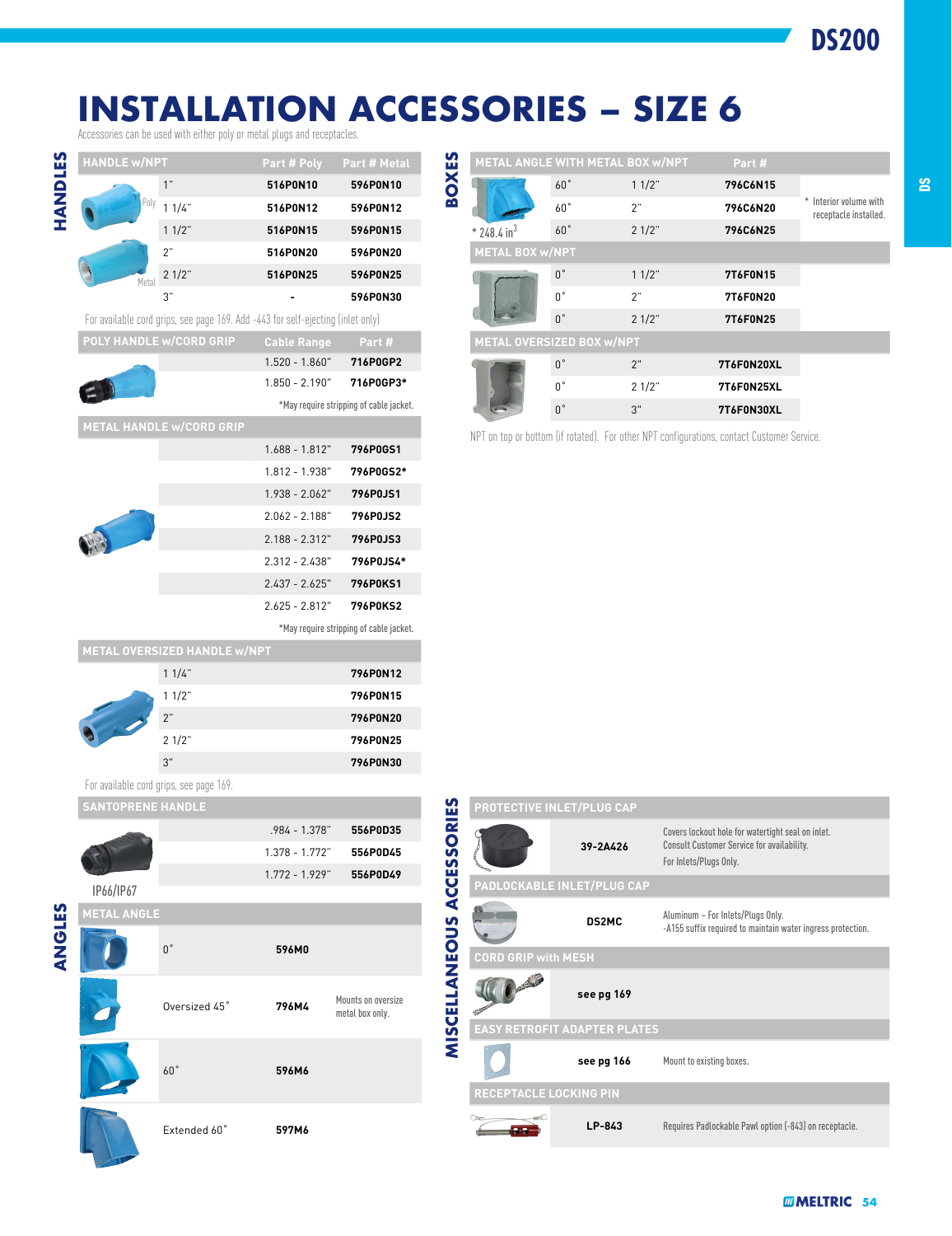# INSTALLATION ACCESSORIES – SIZE 6

Accessories can be used with either poly or metal plugs and receptacles.

## HANDLES

| HANDLE w/NPT | | Part # Poly | Part # Metal |
|---|---|---|---|
| Poly | 1" | 516P0N10 | 596P0N10 |
| | 1 1/4" | 516P0N12 | 596P0N12 |
| | 1 1/2" | 516P0N15 | 596P0N15 |
| | 2" | 516P0N20 | 596P0N20 |
| Metal | 2 1/2" | 516P0N25 | 596P0N25 |
| | 3" | - | 596P0N30 |

For available cord grips, see page 169. Add -443 for self-ejecting (inlet only)

| POLY HANDLE w/CORD GRIP | Cable Range | Part # |
|---|---|---|
| | 1.520 - 1.860" | 716P0GP2 |
| | 1.850 - 2.190" | 716P0GP3* |

*May require stripping of cable jacket.

| METAL HANDLE w/CORD GRIP | Cable Range | Part # |
|---|---|---|
| | 1.688 - 1.812" | 796P0GS1 |
| | 1.812 - 1.938" | 796P0GS2* |
| | 1.938 - 2.062" | 796P0JS1 |
| | 2.062 - 2.188" | 796P0JS2 |
| | 2.188 - 2.312" | 796P0JS3 |
| | 2.312 - 2.438" | 796P0JS4* |
| | 2.437 - 2.625" | 796P0KS1 |
| | 2.625 - 2.812" | 796P0KS2 |

*May require stripping of cable jacket.

| METAL OVERSIZED HANDLE w/NPT | | Part # |
|---|---|---|
| | 1 1/4" | 796P0N12 |
| | 1 1/2" | 796P0N15 |
| | 2" | 796P0N20 |
| | 2 1/2" | 796P0N25 |
| | 3" | 796P0N30 |

For available cord grips, see page 169.

| SANTOPRENE HANDLE | Cable Range | Part # |
|---|---|---|
| | .984 - 1.378" | 556P0D35 |
| IP66/IP67 | 1.378 - 1.772" | 556P0D45 |
| | 1.772 - 1.929" | 556P0D49 |

## ANGLES

| METAL ANGLE | Part # | |
|---|---|---|
| 0˚ | 596M0 | |
| Oversized 45˚ | 796M4 | Mounts on oversize metal box only. |
| 60˚ | 596M6 | |
| Extended 60˚ | 597M6 | |

## BOXES

| METAL ANGLE WITH METAL BOX w/NPT | | Part # |
|---|---|---|
| 60˚ | 1 1/2" | 796C6N15 |
| 60˚ | 2" | 796C6N20 |
| 60˚ | 2 1/2" | 796C6N25 |

\* 248.4 $in^3$

\* Interior volume with receptacle installed.

| METAL BOX w/NPT | | Part # |
|---|---|---|
| 0˚ | 1 1/2" | 7T6F0N15 |
| 0˚ | 2" | 7T6F0N20 |
| 0˚ | 2 1/2" | 7T6F0N25 |

| METAL OVERSIZED BOX w/NPT | | Part # |
|---|---|---|
| 0˚ | 2" | 7T6F0N20XL |
| 0˚ | 2 1/2" | 7T6F0N25XL |
| 0˚ | 3" | 7T6F0N30XL |

NPT on top or bottom (if rotated). For other NPT configurations, contact Customer Service.

## MISCELLANEOUS ACCESSORIES

| Accessory | Part # | Notes |
|---|---|---|
| PROTECTIVE INLET/PLUG CAP | 39-2A426 | Covers lockout hole for watertight seal on inlet. Consult Customer Service for availability. For Inlets/Plugs Only. |
| PADLOCKABLE INLET/PLUG CAP | DS2MC | Aluminum – For Inlets/Plugs Only. -A155 suffix required to maintain water ingress protection. |
| CORD GRIP with MESH | see pg 169 | |
| EASY RETROFIT ADAPTER PLATES | see pg 166 | Mount to existing boxes. |
| RECEPTACLE LOCKING PIN | LP-843 | Requires Padlockable Pawl option (-843) on receptacle. |